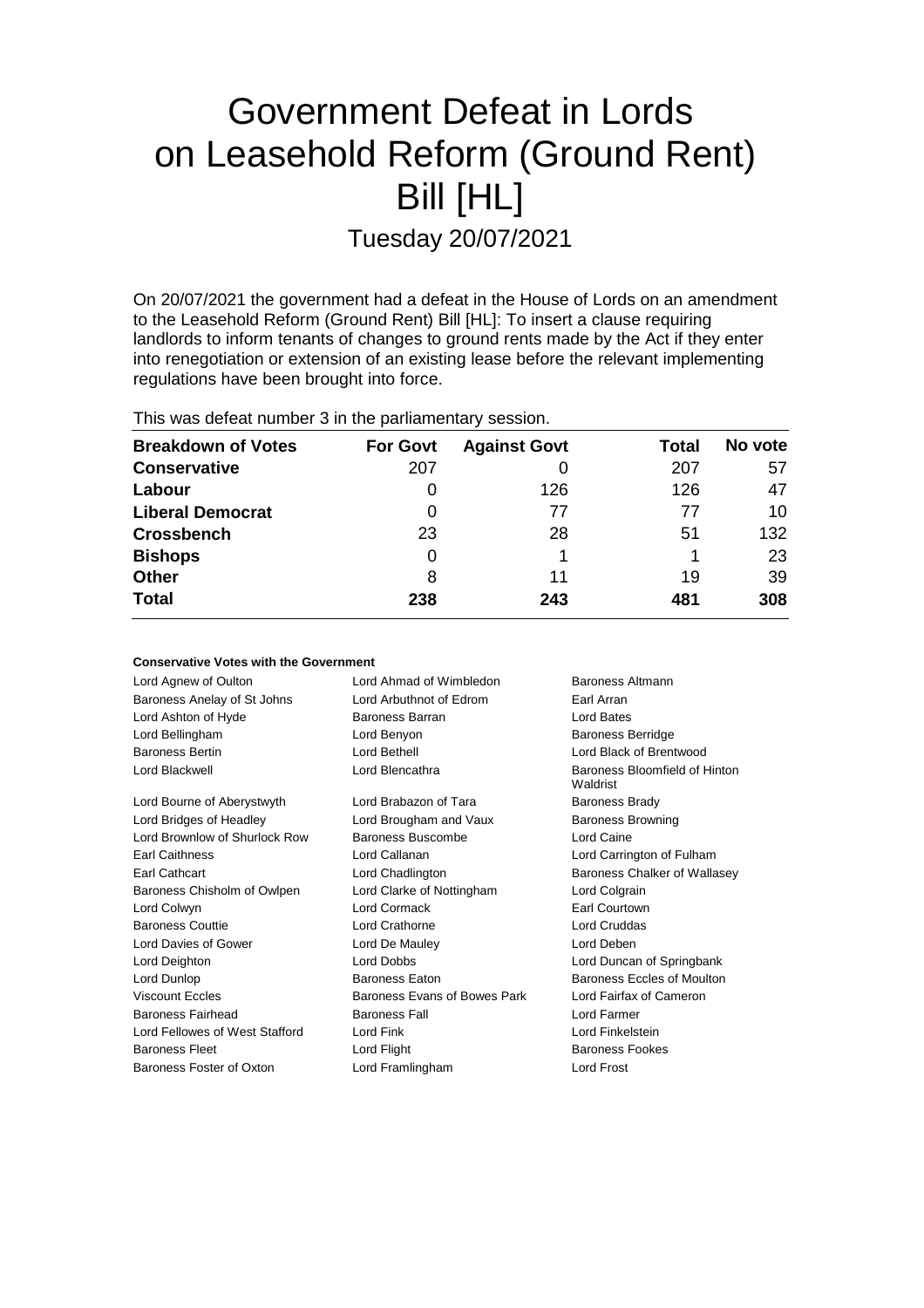# Government Defeat in Lords on Leasehold Reform (Ground Rent) Bill [HL]

Tuesday 20/07/2021

On 20/07/2021 the government had a defeat in the House of Lords on an amendment to the Leasehold Reform (Ground Rent) Bill [HL]: To insert a clause requiring landlords to inform tenants of changes to ground rents made by the Act if they enter into renegotiation or extension of an existing lease before the relevant implementing regulations have been brought into force.

This was defeat number 3 in the parliamentary session.

| Breakdown of Votes | For Govt | Against Govt | Total | No vote |
|---|---|---|---|---|
| **Conservative** | 207 | 0 | 207 | 57 |
| **Labour** | 0 | 126 | 126 | 47 |
| **Liberal Democrat** | 0 | 77 | 77 | 10 |
| **Crossbench** | 23 | 28 | 51 | 132 |
| **Bishops** | 0 | 1 | 1 | 23 |
| **Other** | 8 | 11 | 19 | 39 |
| **Total** | 238 | 243 | 481 | 308 |

#### Conservative Votes with the Government

| | | |
|---|---|---|
| Lord Agnew of Oulton | Lord Ahmad of Wimbledon | Baroness Altmann |
| Baroness Anelay of St Johns | Lord Arbuthnot of Edrom | Earl Arran |
| Lord Ashton of Hyde | Baroness Barran | Lord Bates |
| Lord Bellingham | Lord Benyon | Baroness Berridge |
| Baroness Bertin | Lord Bethell | Lord Black of Brentwood |
| Lord Blackwell | Lord Blencathra | Baroness Bloomfield of Hinton Waldrist |
| Lord Bourne of Aberystwyth | Lord Brabazon of Tara | Baroness Brady |
| Lord Bridges of Headley | Lord Brougham and Vaux | Baroness Browning |
| Lord Brownlow of Shurlock Row | Baroness Buscombe | Lord Caine |
| Earl Caithness | Lord Callanan | Lord Carrington of Fulham |
| Earl Cathcart | Lord Chadlington | Baroness Chalker of Wallasey |
| Baroness Chisholm of Owlpen | Lord Clarke of Nottingham | Lord Colgrain |
| Lord Colwyn | Lord Cormack | Earl Courtown |
| Baroness Couttie | Lord Crathorne | Lord Cruddas |
| Lord Davies of Gower | Lord De Mauley | Lord Deben |
| Lord Deighton | Lord Dobbs | Lord Duncan of Springbank |
| Lord Dunlop | Baroness Eaton | Baroness Eccles of Moulton |
| Viscount Eccles | Baroness Evans of Bowes Park | Lord Fairfax of Cameron |
| Baroness Fairhead | Baroness Fall | Lord Farmer |
| Lord Fellowes of West Stafford | Lord Fink | Lord Finkelstein |
| Baroness Fleet | Lord Flight | Baroness Fookes |
| Baroness Foster of Oxton | Lord Framlingham | Lord Frost |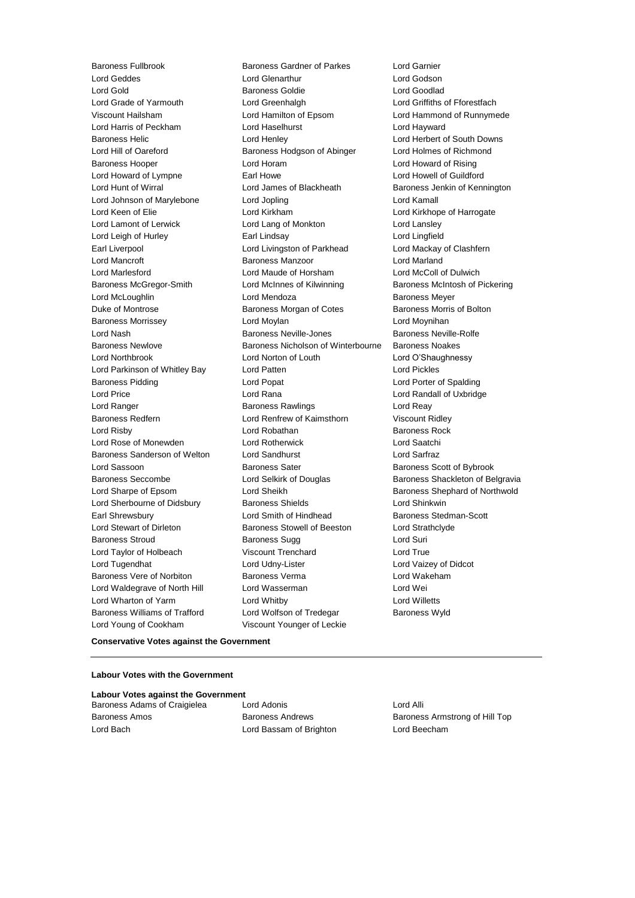Baroness Fullbrook
Baroness Gardner of Parkes
Lord Garnier
Lord Geddes
Lord Glenarthur
Lord Godson
Lord Gold
Baroness Goldie
Lord Goodlad
Lord Grade of Yarmouth
Lord Greenhalgh
Lord Griffiths of Fforestfach
Viscount Hailsham
Lord Hamilton of Epsom
Lord Hammond of Runnymede
Lord Harris of Peckham
Lord Haselhurst
Lord Hayward
Baroness Helic
Lord Henley
Lord Herbert of South Downs
Lord Hill of Oareford
Baroness Hodgson of Abinger
Lord Holmes of Richmond
Baroness Hooper
Lord Horam
Lord Howard of Rising
Lord Howard of Lympne
Earl Howe
Lord Howell of Guildford
Lord Hunt of Wirral
Lord James of Blackheath
Baroness Jenkin of Kennington
Lord Johnson of Marylebone
Lord Jopling
Lord Kamall
Lord Keen of Elie
Lord Kirkham
Lord Kirkhope of Harrogate
Lord Lamont of Lerwick
Lord Lang of Monkton
Lord Lansley
Lord Leigh of Hurley
Earl Lindsay
Lord Lingfield
Earl Liverpool
Lord Livingston of Parkhead
Lord Mackay of Clashfern
Lord Mancroft
Baroness Manzoor
Lord Marland
Lord Marlesford
Lord Maude of Horsham
Lord McColl of Dulwich
Baroness McGregor-Smith
Lord McInnes of Kilwinning
Baroness McIntosh of Pickering
Lord McLoughlin
Lord Mendoza
Baroness Meyer
Duke of Montrose
Baroness Morgan of Cotes
Baroness Morris of Bolton
Baroness Morrissey
Lord Moylan
Lord Moynihan
Lord Nash
Baroness Neville-Jones
Baroness Neville-Rolfe
Baroness Newlove
Baroness Nicholson of Winterbourne
Baroness Noakes
Lord Northbrook
Lord Norton of Louth
Lord O'Shaughnessy
Lord Parkinson of Whitley Bay
Lord Patten
Lord Pickles
Baroness Pidding
Lord Popat
Lord Porter of Spalding
Lord Price
Lord Rana
Lord Randall of Uxbridge
Lord Ranger
Baroness Rawlings
Lord Reay
Baroness Redfern
Lord Renfrew of Kaimsthorn
Viscount Ridley
Lord Risby
Lord Robathan
Baroness Rock
Lord Rose of Monewden
Lord Rotherwick
Lord Saatchi
Baroness Sanderson of Welton
Lord Sandhurst
Lord Sarfraz
Lord Sassoon
Baroness Sater
Baroness Scott of Bybrook
Baroness Seccombe
Lord Selkirk of Douglas
Baroness Shackleton of Belgravia
Lord Sharpe of Epsom
Lord Sheikh
Baroness Shephard of Northwold
Lord Sherbourne of Didsbury
Baroness Shields
Lord Shinkwin
Earl Shrewsbury
Lord Smith of Hindhead
Baroness Stedman-Scott
Lord Stewart of Dirleton
Baroness Stowell of Beeston
Lord Strathclyde
Baroness Stroud
Baroness Sugg
Lord Suri
Lord Taylor of Holbeach
Viscount Trenchard
Lord True
Lord Tugendhat
Lord Udny-Lister
Lord Vaizey of Didcot
Baroness Vere of Norbiton
Baroness Verma
Lord Wakeham
Lord Waldegrave of North Hill
Lord Wasserman
Lord Wei
Lord Wharton of Yarm
Lord Whitby
Lord Willetts
Baroness Williams of Trafford
Lord Wolfson of Tredegar
Baroness Wyld
Lord Young of Cookham
Viscount Younger of Leckie

**Conservative Votes against the Government**

---

**Labour Votes with the Government**

**Labour Votes against the Government**

Baroness Adams of Craigielea
Lord Adonis
Lord Alli
Baroness Amos
Baroness Andrews
Baroness Armstrong of Hill Top
Lord Bach
Lord Bassam of Brighton
Lord Beecham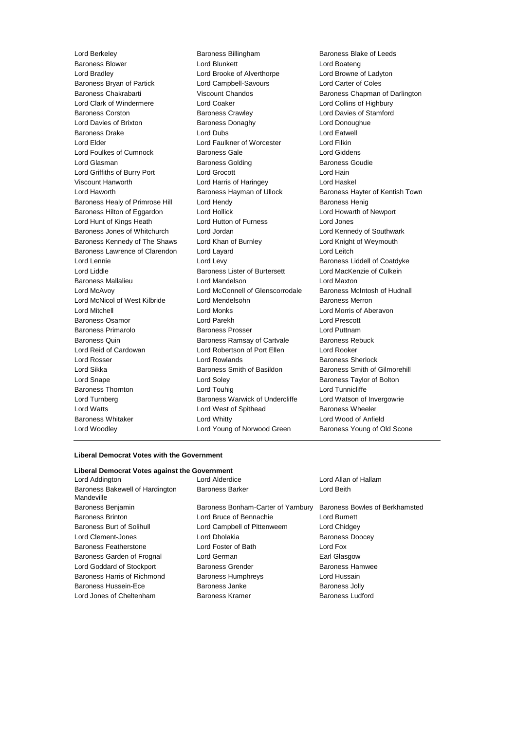Lord Berkeley Baroness Billingham Baroness Blake of Leeds
Baroness Blower Lord Blunkett Lord Boateng
Lord Bradley Lord Brooke of Alverthorpe Lord Browne of Ladyton
Baroness Bryan of Partick Lord Campbell-Savours Lord Carter of Coles
Baroness Chakrabarti Viscount Chandos Baroness Chapman of Darlington
Lord Clark of Windermere Lord Coaker Lord Collins of Highbury
Baroness Corston Baroness Crawley Lord Davies of Stamford
Lord Davies of Brixton Baroness Donaghy Lord Donoughue
Baroness Drake Lord Dubs Lord Eatwell
Lord Elder Lord Faulkner of Worcester Lord Filkin
Lord Foulkes of Cumnock Baroness Gale Lord Giddens
Lord Glasman Baroness Golding Baroness Goudie
Lord Griffiths of Burry Port Lord Grocott Lord Hain
Viscount Hanworth Lord Harris of Haringey Lord Haskel
Lord Haworth Baroness Hayman of Ullock Baroness Hayter of Kentish Town
Baroness Healy of Primrose Hill Lord Hendy Baroness Henig
Baroness Hilton of Eggardon Lord Hollick Lord Howarth of Newport
Lord Hunt of Kings Heath Lord Hutton of Furness Lord Jones
Baroness Jones of Whitchurch Lord Jordan Lord Kennedy of Southwark
Baroness Kennedy of The Shaws Lord Khan of Burnley Lord Knight of Weymouth
Baroness Lawrence of Clarendon Lord Layard Lord Leitch
Lord Lennie Lord Levy Baroness Liddell of Coatdyke
Lord Liddle Baroness Lister of Burtersett Lord MacKenzie of Culkein
Baroness Mallalieu Lord Mandelson Lord Maxton
Lord McAvoy Lord McConnell of Glenscorrodale Baroness McIntosh of Hudnall
Lord McNicol of West Kilbride Lord Mendelsohn Baroness Merron
Lord Mitchell Lord Monks Lord Morris of Aberavon
Baroness Osamor Lord Parekh Lord Prescott
Baroness Primarolo Baroness Prosser Lord Puttnam
Baroness Quin Baroness Ramsay of Cartvale Baroness Rebuck
Lord Reid of Cardowan Lord Robertson of Port Ellen Lord Rooker
Lord Rosser Lord Rowlands Baroness Sherlock
Lord Sikka Baroness Smith of Basildon Baroness Smith of Gilmorehill
Lord Snape Lord Soley Baroness Taylor of Bolton
Baroness Thornton Lord Touhig Lord Tunnicliffe
Lord Turnberg Baroness Warwick of Undercliffe Lord Watson of Invergowrie
Lord Watts Lord West of Spithead Baroness Wheeler
Baroness Whitaker Lord Whitty Lord Wood of Anfield
Lord Woodley Lord Young of Norwood Green Baroness Young of Old Scone

---

**Liberal Democrat Votes with the Government**

**Liberal Democrat Votes against the Government**

Lord Addington Lord Alderdice Lord Allan of Hallam
Baroness Bakewell of Hardington Mandeville Baroness Barker Lord Beith
Baroness Benjamin Baroness Bonham-Carter of Yarnbury Baroness Bowles of Berkhamsted
Baroness Brinton Lord Bruce of Bennachie Lord Burnett
Baroness Burt of Solihull Lord Campbell of Pittenweem Lord Chidgey
Lord Clement-Jones Lord Dholakia Baroness Doocey
Baroness Featherstone Lord Foster of Bath Lord Fox
Baroness Garden of Frognal Lord German Earl Glasgow
Lord Goddard of Stockport Baroness Grender Baroness Hamwee
Baroness Harris of Richmond Baroness Humphreys Lord Hussain
Baroness Hussein-Ece Baroness Janke Baroness Jolly
Lord Jones of Cheltenham Baroness Kramer Baroness Ludford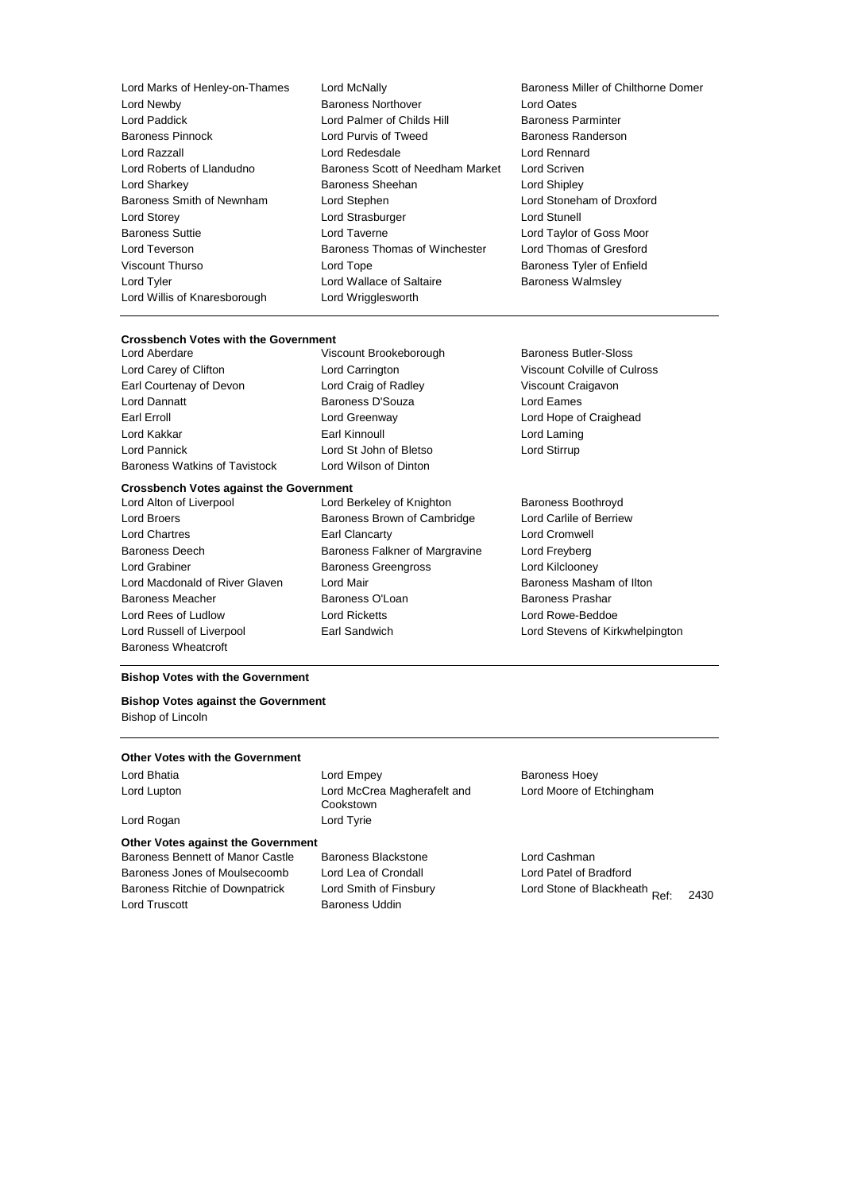Lord Marks of Henley-on-Thames
Lord McNally
Baroness Miller of Chilthorne Domer
Lord Newby
Baroness Northover
Lord Oates
Lord Paddick
Lord Palmer of Childs Hill
Baroness Parminter
Baroness Pinnock
Lord Purvis of Tweed
Baroness Randerson
Lord Razzall
Lord Redesdale
Lord Rennard
Lord Roberts of Llandudno
Baroness Scott of Needham Market
Lord Scriven
Lord Sharkey
Baroness Sheehan
Lord Shipley
Baroness Smith of Newnham
Lord Stephen
Lord Stoneham of Droxford
Lord Storey
Lord Strasburger
Lord Stunell
Baroness Suttie
Lord Taverne
Lord Taylor of Goss Moor
Lord Teverson
Baroness Thomas of Winchester
Lord Thomas of Gresford
Viscount Thurso
Lord Tope
Baroness Tyler of Enfield
Lord Tyler
Lord Wallace of Saltaire
Baroness Walmsley
Lord Willis of Knaresborough
Lord Wrigglesworth

---

**Crossbench Votes with the Government**

Lord Aberdare
Viscount Brookeborough
Baroness Butler-Sloss
Lord Carey of Clifton
Lord Carrington
Viscount Colville of Culross
Earl Courtenay of Devon
Lord Craig of Radley
Viscount Craigavon
Lord Dannatt
Baroness D'Souza
Lord Eames
Earl Erroll
Lord Greenway
Lord Hope of Craighead
Lord Kakkar
Earl Kinnoull
Lord Laming
Lord Pannick
Lord St John of Bletso
Lord Stirrup
Baroness Watkins of Tavistock
Lord Wilson of Dinton

**Crossbench Votes against the Government**

Lord Alton of Liverpool
Lord Berkeley of Knighton
Baroness Boothroyd
Lord Broers
Baroness Brown of Cambridge
Lord Carlile of Berriew
Lord Chartres
Earl Clancarty
Lord Cromwell
Baroness Deech
Baroness Falkner of Margravine
Lord Freyberg
Lord Grabiner
Baroness Greengross
Lord Kilclooney
Lord Macdonald of River Glaven
Lord Mair
Baroness Masham of Ilton
Baroness Meacher
Baroness O'Loan
Baroness Prashar
Lord Rees of Ludlow
Lord Ricketts
Lord Rowe-Beddoe
Lord Russell of Liverpool
Earl Sandwich
Lord Stevens of Kirkwhelpington
Baroness Wheatcroft

---

**Bishop Votes with the Government**

**Bishop Votes against the Government**

Bishop of Lincoln

---

**Other Votes with the Government**

Lord Bhatia
Lord Empey
Baroness Hoey
Lord Lupton
Lord McCrea Magherafelt and Cookstown
Lord Moore of Etchingham
Lord Rogan
Lord Tyrie

**Other Votes against the Government**

Baroness Bennett of Manor Castle
Baroness Blackstone
Lord Cashman
Baroness Jones of Moulsecoomb
Lord Lea of Crondall
Lord Patel of Bradford
Baroness Ritchie of Downpatrick
Lord Smith of Finsbury
Lord Stone of Blackheath
Lord Truscott
Baroness Uddin

Ref: 2430